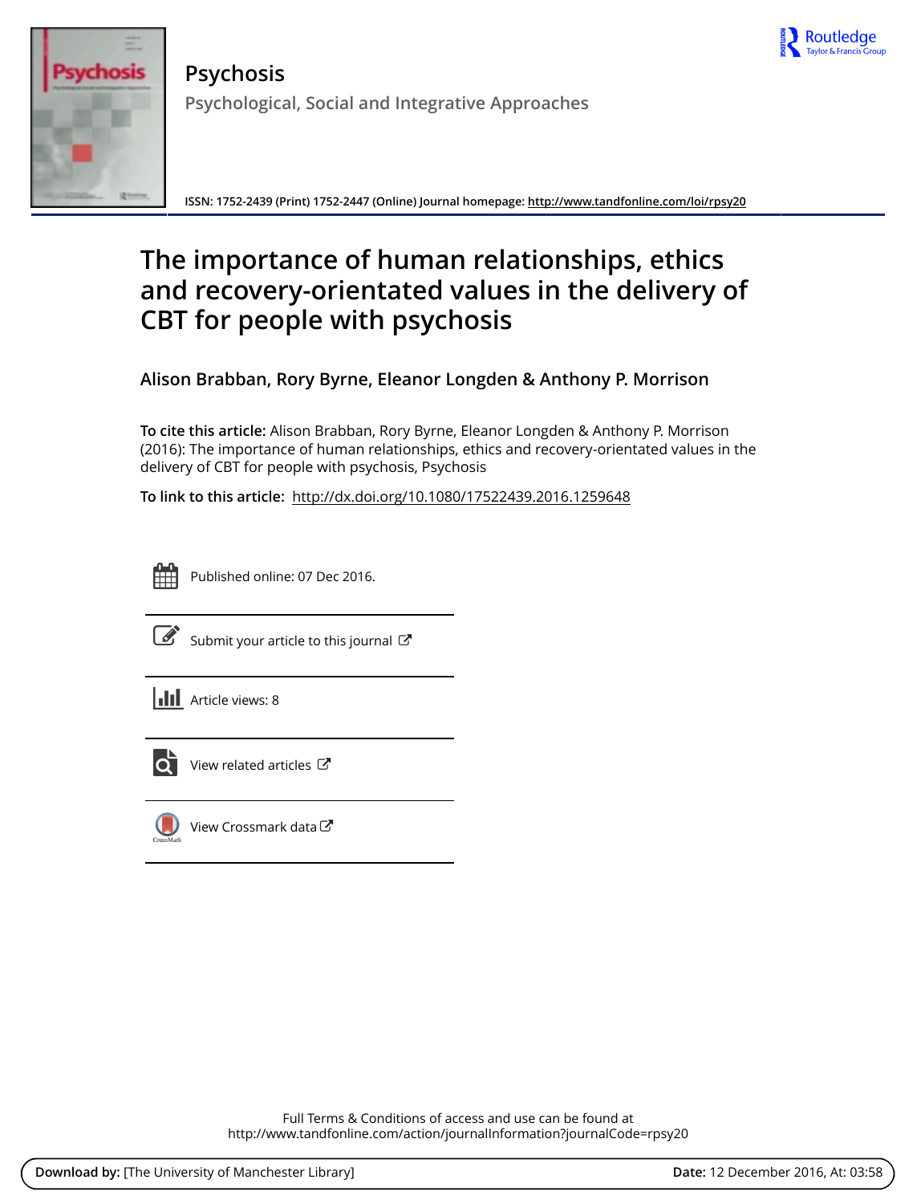# Psychosis

## Psychological, Social and Integrative Approaches

ISSN: 1752-2439 (Print) 1752-2447 (Online) Journal homepage: http://www.tandfonline.com/loi/rpsy20

# The importance of human relationships, ethics and recovery-orientated values in the delivery of CBT for people with psychosis

**Alison Brabban, Rory Byrne, Eleanor Longden & Anthony P. Morrison**

**To cite this article:** Alison Brabban, Rory Byrne, Eleanor Longden & Anthony P. Morrison (2016): The importance of human relationships, ethics and recovery-orientated values in the delivery of CBT for people with psychosis, Psychosis

**To link to this article:** http://dx.doi.org/10.1080/17522439.2016.1259648

Published online: 07 Dec 2016.

Submit your article to this journal

Article views: 8

View related articles

View Crossmark data

Full Terms & Conditions of access and use can be found at
http://www.tandfonline.com/action/journalInformation?journalCode=rpsy20

**Download by:** [The University of Manchester Library] **Date:** 12 December 2016, At: 03:58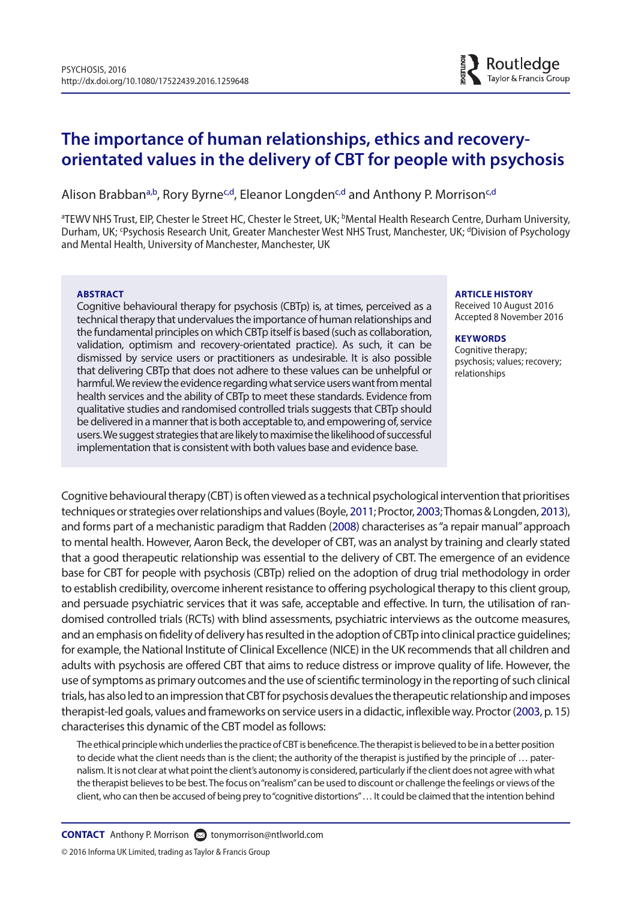# The importance of human relationships, ethics and recovery-orientated values in the delivery of CBT for people with psychosis

Alison Brabban[a,b], Rory Byrne[c,d], Eleanor Longden[c,d] and Anthony P. Morrison[c,d]

[a]TEWV NHS Trust, EIP, Chester le Street HC, Chester le Street, UK; [b]Mental Health Research Centre, Durham University, Durham, UK; [c]Psychosis Research Unit, Greater Manchester West NHS Trust, Manchester, UK; [d]Division of Psychology and Mental Health, University of Manchester, Manchester, UK

**ABSTRACT**

Cognitive behavioural therapy for psychosis (CBTp) is, at times, perceived as a technical therapy that undervalues the importance of human relationships and the fundamental principles on which CBTp itself is based (such as collaboration, validation, optimism and recovery-orientated practice). As such, it can be dismissed by service users or practitioners as undesirable. It is also possible that delivering CBTp that does not adhere to these values can be unhelpful or harmful. We review the evidence regarding what service users want from mental health services and the ability of CBTp to meet these standards. Evidence from qualitative studies and randomised controlled trials suggests that CBTp should be delivered in a manner that is both acceptable to, and empowering of, service users. We suggest strategies that are likely to maximise the likelihood of successful implementation that is consistent with both values base and evidence base.

**ARTICLE HISTORY**
Received 10 August 2016
Accepted 8 November 2016

**KEYWORDS**
Cognitive therapy; psychosis; values; recovery; relationships

Cognitive behavioural therapy (CBT) is often viewed as a technical psychological intervention that prioritises techniques or strategies over relationships and values (Boyle, 2011; Proctor, 2003; Thomas & Longden, 2013), and forms part of a mechanistic paradigm that Radden (2008) characterises as "a repair manual" approach to mental health. However, Aaron Beck, the developer of CBT, was an analyst by training and clearly stated that a good therapeutic relationship was essential to the delivery of CBT. The emergence of an evidence base for CBT for people with psychosis (CBTp) relied on the adoption of drug trial methodology in order to establish credibility, overcome inherent resistance to offering psychological therapy to this client group, and persuade psychiatric services that it was safe, acceptable and effective. In turn, the utilisation of randomised controlled trials (RCTs) with blind assessments, psychiatric interviews as the outcome measures, and an emphasis on fidelity of delivery has resulted in the adoption of CBTp into clinical practice guidelines; for example, the National Institute of Clinical Excellence (NICE) in the UK recommends that all children and adults with psychosis are offered CBT that aims to reduce distress or improve quality of life. However, the use of symptoms as primary outcomes and the use of scientific terminology in the reporting of such clinical trials, has also led to an impression that CBT for psychosis devalues the therapeutic relationship and imposes therapist-led goals, values and frameworks on service users in a didactic, inflexible way. Proctor (2003, p. 15) characterises this dynamic of the CBT model as follows:

> The ethical principle which underlies the practice of CBT is beneficence. The therapist is believed to be in a better position to decide what the client needs than is the client; the authority of the therapist is justified by the principle of … paternalism. It is not clear at what point the client's autonomy is considered, particularly if the client does not agree with what the therapist believes to be best. The focus on "realism" can be used to discount or challenge the feelings or views of the client, who can then be accused of being prey to "cognitive distortions" … It could be claimed that the intention behind

**CONTACT** Anthony P. Morrison tonymorrison@ntlworld.com

© 2016 Informa UK Limited, trading as Taylor & Francis Group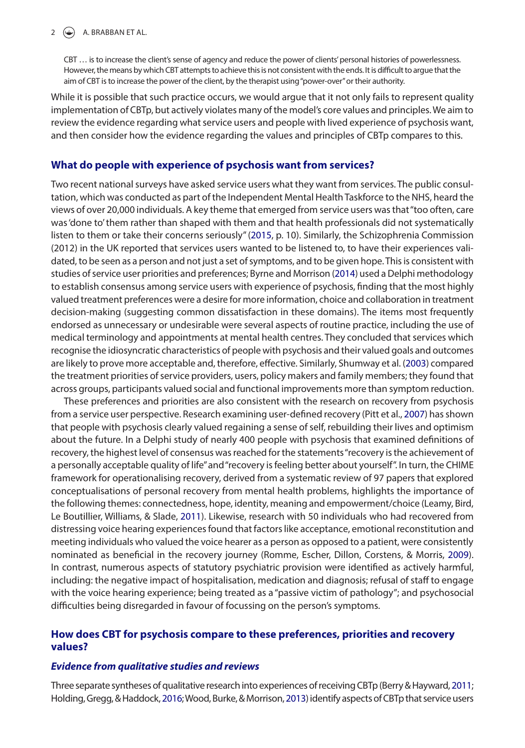> CBT … is to increase the client's sense of agency and reduce the power of clients' personal histories of powerlessness. However, the means by which CBT attempts to achieve this is not consistent with the ends. It is difficult to argue that the aim of CBT is to increase the power of the client, by the therapist using "power-over" or their authority.

While it is possible that such practice occurs, we would argue that it not only fails to represent quality implementation of CBTp, but actively violates many of the model's core values and principles. We aim to review the evidence regarding what service users and people with lived experience of psychosis want, and then consider how the evidence regarding the values and principles of CBTp compares to this.

## What do people with experience of psychosis want from services?

Two recent national surveys have asked service users what they want from services. The public consultation, which was conducted as part of the Independent Mental Health Taskforce to the NHS, heard the views of over 20,000 individuals. A key theme that emerged from service users was that "too often, care was 'done to' them rather than shaped with them and that health professionals did not systematically listen to them or take their concerns seriously" (2015, p. 10). Similarly, the Schizophrenia Commission (2012) in the UK reported that services users wanted to be listened to, to have their experiences validated, to be seen as a person and not just a set of symptoms, and to be given hope. This is consistent with studies of service user priorities and preferences; Byrne and Morrison (2014) used a Delphi methodology to establish consensus among service users with experience of psychosis, finding that the most highly valued treatment preferences were a desire for more information, choice and collaboration in treatment decision-making (suggesting common dissatisfaction in these domains). The items most frequently endorsed as unnecessary or undesirable were several aspects of routine practice, including the use of medical terminology and appointments at mental health centres. They concluded that services which recognise the idiosyncratic characteristics of people with psychosis and their valued goals and outcomes are likely to prove more acceptable and, therefore, effective. Similarly, Shumway et al. (2003) compared the treatment priorities of service providers, users, policy makers and family members; they found that across groups, participants valued social and functional improvements more than symptom reduction.

These preferences and priorities are also consistent with the research on recovery from psychosis from a service user perspective. Research examining user-defined recovery (Pitt et al., 2007) has shown that people with psychosis clearly valued regaining a sense of self, rebuilding their lives and optimism about the future. In a Delphi study of nearly 400 people with psychosis that examined definitions of recovery, the highest level of consensus was reached for the statements "recovery is the achievement of a personally acceptable quality of life" and "recovery is feeling better about yourself". In turn, the CHIME framework for operationalising recovery, derived from a systematic review of 97 papers that explored conceptualisations of personal recovery from mental health problems, highlights the importance of the following themes: connectedness, hope, identity, meaning and empowerment/choice (Leamy, Bird, Le Boutillier, Williams, & Slade, 2011). Likewise, research with 50 individuals who had recovered from distressing voice hearing experiences found that factors like acceptance, emotional reconstitution and meeting individuals who valued the voice hearer as a person as opposed to a patient, were consistently nominated as beneficial in the recovery journey (Romme, Escher, Dillon, Corstens, & Morris, 2009). In contrast, numerous aspects of statutory psychiatric provision were identified as actively harmful, including: the negative impact of hospitalisation, medication and diagnosis; refusal of staff to engage with the voice hearing experience; being treated as a "passive victim of pathology"; and psychosocial difficulties being disregarded in favour of focussing on the person's symptoms.

## How does CBT for psychosis compare to these preferences, priorities and recovery values?

### *Evidence from qualitative studies and reviews*

Three separate syntheses of qualitative research into experiences of receiving CBTp (Berry & Hayward, 2011; Holding, Gregg, & Haddock, 2016; Wood, Burke, & Morrison, 2013) identify aspects of CBTp that service users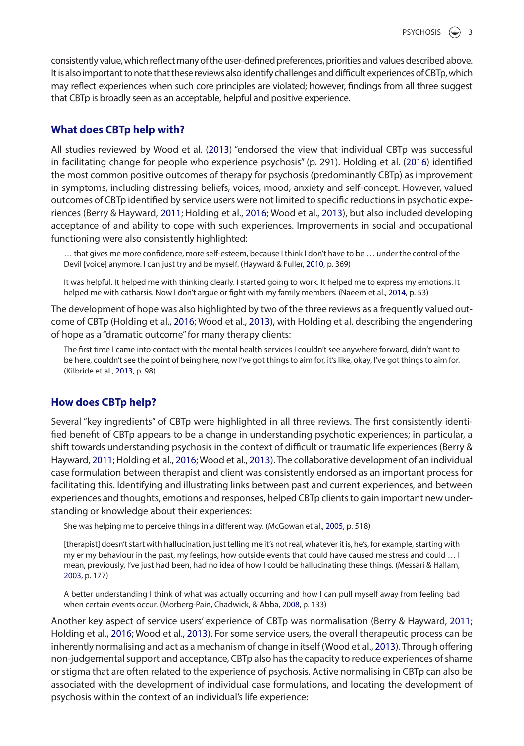consistently value, which reflect many of the user-defined preferences, priorities and values described above. It is also important to note that these reviews also identify challenges and difficult experiences of CBTp, which may reflect experiences when such core principles are violated; however, findings from all three suggest that CBTp is broadly seen as an acceptable, helpful and positive experience.

## What does CBTp help with?

All studies reviewed by Wood et al. (2013) "endorsed the view that individual CBTp was successful in facilitating change for people who experience psychosis" (p. 291). Holding et al. (2016) identified the most common positive outcomes of therapy for psychosis (predominantly CBTp) as improvement in symptoms, including distressing beliefs, voices, mood, anxiety and self-concept. However, valued outcomes of CBTp identified by service users were not limited to specific reductions in psychotic experiences (Berry & Hayward, 2011; Holding et al., 2016; Wood et al., 2013), but also included developing acceptance of and ability to cope with such experiences. Improvements in social and occupational functioning were also consistently highlighted:

> … that gives me more confidence, more self-esteem, because I think I don't have to be … under the control of the Devil [voice] anymore. I can just try and be myself. (Hayward & Fuller, 2010, p. 369)

> It was helpful. It helped me with thinking clearly. I started going to work. It helped me to express my emotions. It helped me with catharsis. Now I don't argue or fight with my family members. (Naeem et al., 2014, p. 53)

The development of hope was also highlighted by two of the three reviews as a frequently valued outcome of CBTp (Holding et al., 2016; Wood et al., 2013), with Holding et al. describing the engendering of hope as a "dramatic outcome" for many therapy clients:

> The first time I came into contact with the mental health services I couldn't see anywhere forward, didn't want to be here, couldn't see the point of being here, now I've got things to aim for, it's like, okay, I've got things to aim for. (Kilbride et al., 2013, p. 98)

## How does CBTp help?

Several "key ingredients" of CBTp were highlighted in all three reviews. The first consistently identified benefit of CBTp appears to be a change in understanding psychotic experiences; in particular, a shift towards understanding psychosis in the context of difficult or traumatic life experiences (Berry & Hayward, 2011; Holding et al., 2016; Wood et al., 2013). The collaborative development of an individual case formulation between therapist and client was consistently endorsed as an important process for facilitating this. Identifying and illustrating links between past and current experiences, and between experiences and thoughts, emotions and responses, helped CBTp clients to gain important new understanding or knowledge about their experiences:

> She was helping me to perceive things in a different way. (McGowan et al., 2005, p. 518)

> [therapist] doesn't start with hallucination, just telling me it's not real, whatever it is, he's, for example, starting with my er my behaviour in the past, my feelings, how outside events that could have caused me stress and could … I mean, previously, I've just had been, had no idea of how I could be hallucinating these things. (Messari & Hallam, 2003, p. 177)

> A better understanding I think of what was actually occurring and how I can pull myself away from feeling bad when certain events occur. (Morberg-Pain, Chadwick, & Abba, 2008, p. 133)

Another key aspect of service users' experience of CBTp was normalisation (Berry & Hayward, 2011; Holding et al., 2016; Wood et al., 2013). For some service users, the overall therapeutic process can be inherently normalising and act as a mechanism of change in itself (Wood et al., 2013). Through offering non-judgemental support and acceptance, CBTp also has the capacity to reduce experiences of shame or stigma that are often related to the experience of psychosis. Active normalising in CBTp can also be associated with the development of individual case formulations, and locating the development of psychosis within the context of an individual's life experience: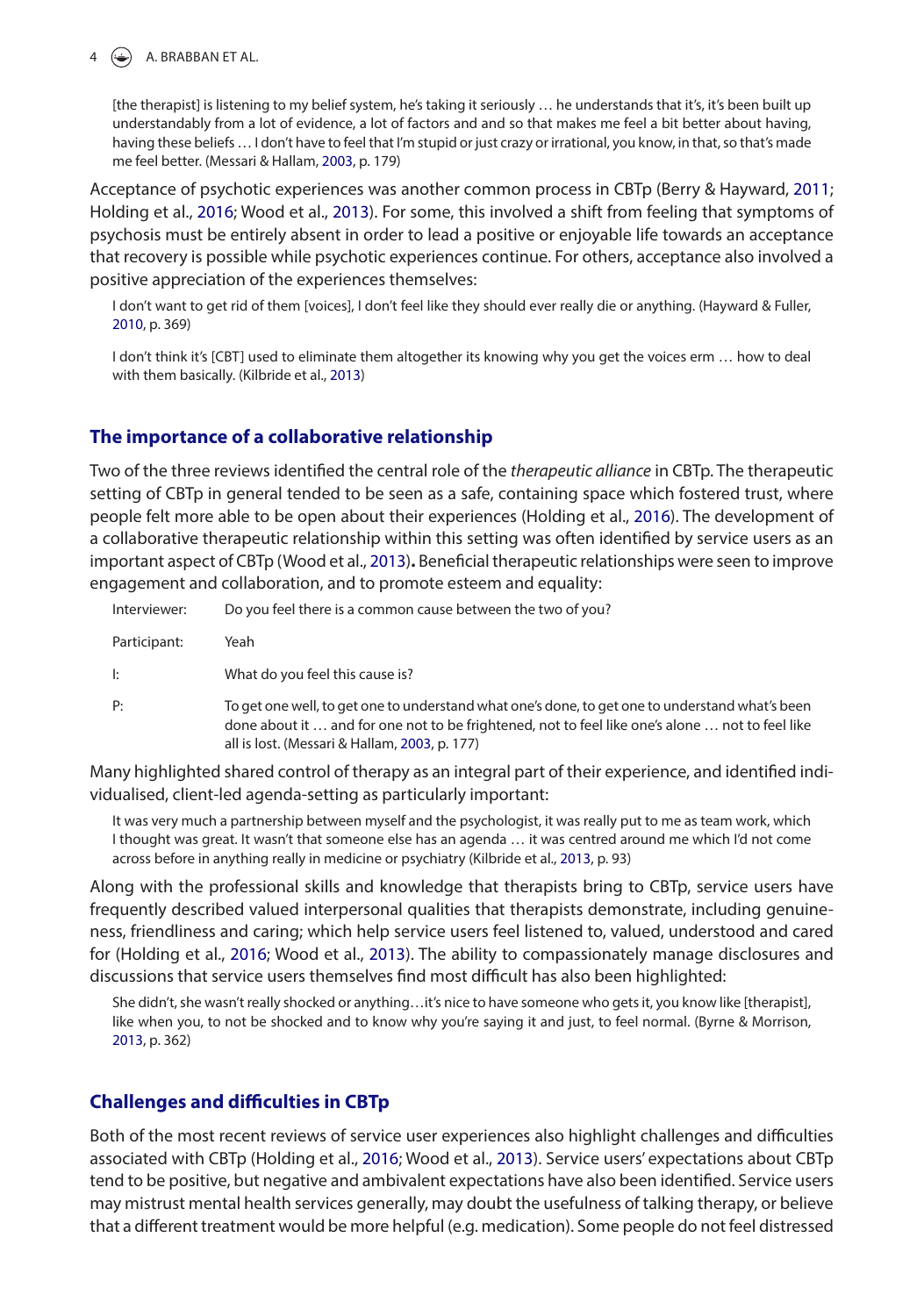> [the therapist] is listening to my belief system, he's taking it seriously … he understands that it's, it's been built up understandably from a lot of evidence, a lot of factors and and so that makes me feel a bit better about having, having these beliefs … I don't have to feel that I'm stupid or just crazy or irrational, you know, in that, so that's made me feel better. (Messari & Hallam, 2003, p. 179)

Acceptance of psychotic experiences was another common process in CBTp (Berry & Hayward, 2011; Holding et al., 2016; Wood et al., 2013). For some, this involved a shift from feeling that symptoms of psychosis must be entirely absent in order to lead a positive or enjoyable life towards an acceptance that recovery is possible while psychotic experiences continue. For others, acceptance also involved a positive appreciation of the experiences themselves:

> I don't want to get rid of them [voices], I don't feel like they should ever really die or anything. (Hayward & Fuller, 2010, p. 369)

> I don't think it's [CBT] used to eliminate them altogether its knowing why you get the voices erm … how to deal with them basically. (Kilbride et al., 2013)

## The importance of a collaborative relationship

Two of the three reviews identified the central role of the *therapeutic alliance* in CBTp. The therapeutic setting of CBTp in general tended to be seen as a safe, containing space which fostered trust, where people felt more able to be open about their experiences (Holding et al., 2016). The development of a collaborative therapeutic relationship within this setting was often identified by service users as an important aspect of CBTp (Wood et al., 2013)**.** Beneficial therapeutic relationships were seen to improve engagement and collaboration, and to promote esteem and equality:

| | |
|---|---|
| Interviewer: | Do you feel there is a common cause between the two of you? |
| Participant: | Yeah |
| I: | What do you feel this cause is? |
| P: | To get one well, to get one to understand what one's done, to get one to understand what's been done about it … and for one not to be frightened, not to feel like one's alone … not to feel like all is lost. (Messari & Hallam, 2003, p. 177) |

Many highlighted shared control of therapy as an integral part of their experience, and identified individualised, client-led agenda-setting as particularly important:

> It was very much a partnership between myself and the psychologist, it was really put to me as team work, which I thought was great. It wasn't that someone else has an agenda … it was centred around me which I'd not come across before in anything really in medicine or psychiatry (Kilbride et al., 2013, p. 93)

Along with the professional skills and knowledge that therapists bring to CBTp, service users have frequently described valued interpersonal qualities that therapists demonstrate, including genuineness, friendliness and caring; which help service users feel listened to, valued, understood and cared for (Holding et al., 2016; Wood et al., 2013). The ability to compassionately manage disclosures and discussions that service users themselves find most difficult has also been highlighted:

> She didn't, she wasn't really shocked or anything…it's nice to have someone who gets it, you know like [therapist], like when you, to not be shocked and to know why you're saying it and just, to feel normal. (Byrne & Morrison, 2013, p. 362)

## Challenges and difficulties in CBTp

Both of the most recent reviews of service user experiences also highlight challenges and difficulties associated with CBTp (Holding et al., 2016; Wood et al., 2013). Service users' expectations about CBTp tend to be positive, but negative and ambivalent expectations have also been identified. Service users may mistrust mental health services generally, may doubt the usefulness of talking therapy, or believe that a different treatment would be more helpful (e.g. medication). Some people do not feel distressed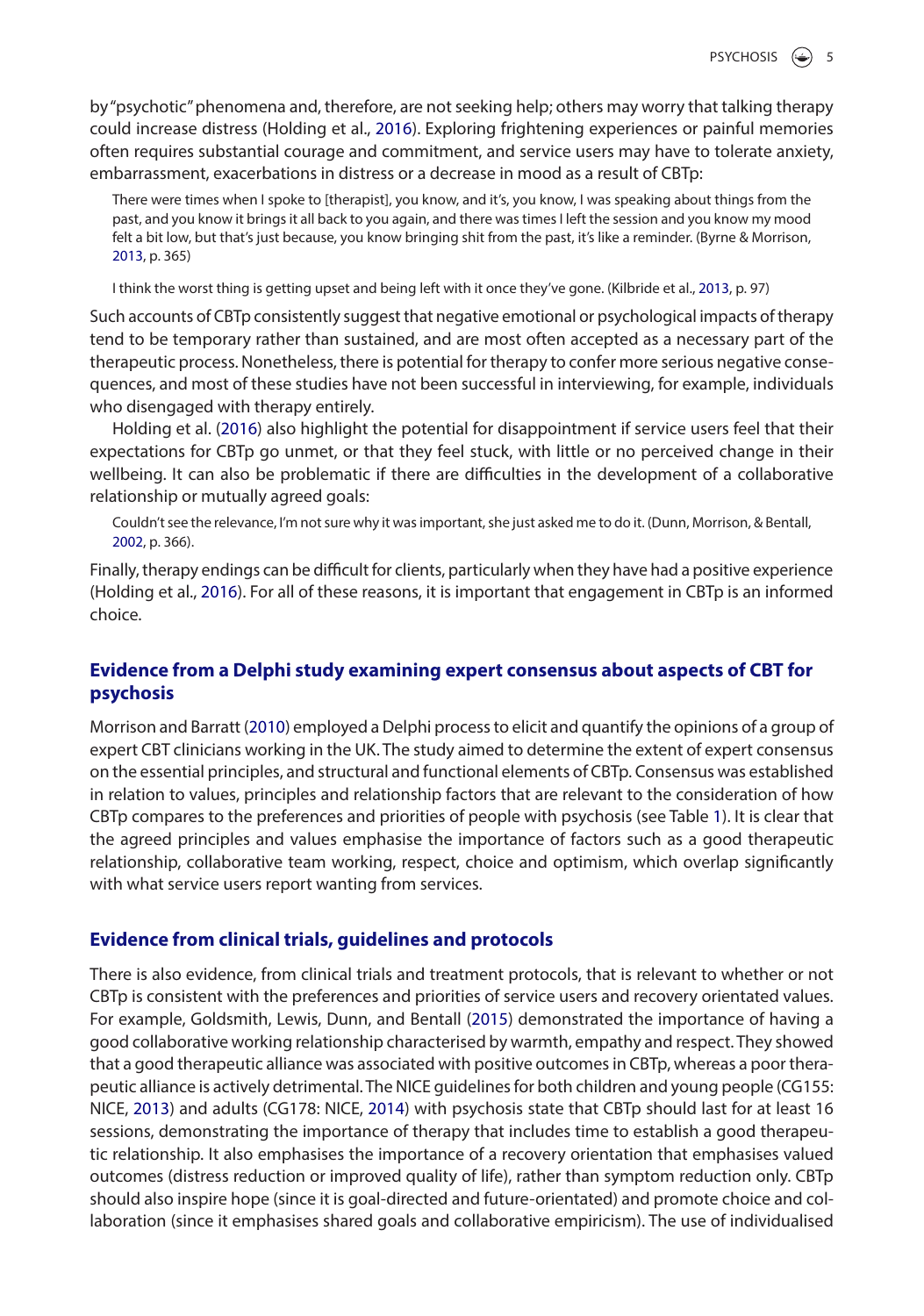by "psychotic" phenomena and, therefore, are not seeking help; others may worry that talking therapy could increase distress (Holding et al., 2016). Exploring frightening experiences or painful memories often requires substantial courage and commitment, and service users may have to tolerate anxiety, embarrassment, exacerbations in distress or a decrease in mood as a result of CBTp:

> There were times when I spoke to [therapist], you know, and it's, you know, I was speaking about things from the past, and you know it brings it all back to you again, and there was times I left the session and you know my mood felt a bit low, but that's just because, you know bringing shit from the past, it's like a reminder. (Byrne & Morrison, 2013, p. 365)

> I think the worst thing is getting upset and being left with it once they've gone. (Kilbride et al., 2013, p. 97)

Such accounts of CBTp consistently suggest that negative emotional or psychological impacts of therapy tend to be temporary rather than sustained, and are most often accepted as a necessary part of the therapeutic process. Nonetheless, there is potential for therapy to confer more serious negative consequences, and most of these studies have not been successful in interviewing, for example, individuals who disengaged with therapy entirely.

Holding et al. (2016) also highlight the potential for disappointment if service users feel that their expectations for CBTp go unmet, or that they feel stuck, with little or no perceived change in their wellbeing. It can also be problematic if there are difficulties in the development of a collaborative relationship or mutually agreed goals:

> Couldn't see the relevance, I'm not sure why it was important, she just asked me to do it. (Dunn, Morrison, & Bentall, 2002, p. 366).

Finally, therapy endings can be difficult for clients, particularly when they have had a positive experience (Holding et al., 2016). For all of these reasons, it is important that engagement in CBTp is an informed choice.

## Evidence from a Delphi study examining expert consensus about aspects of CBT for psychosis

Morrison and Barratt (2010) employed a Delphi process to elicit and quantify the opinions of a group of expert CBT clinicians working in the UK. The study aimed to determine the extent of expert consensus on the essential principles, and structural and functional elements of CBTp. Consensus was established in relation to values, principles and relationship factors that are relevant to the consideration of how CBTp compares to the preferences and priorities of people with psychosis (see Table 1). It is clear that the agreed principles and values emphasise the importance of factors such as a good therapeutic relationship, collaborative team working, respect, choice and optimism, which overlap significantly with what service users report wanting from services.

## Evidence from clinical trials, guidelines and protocols

There is also evidence, from clinical trials and treatment protocols, that is relevant to whether or not CBTp is consistent with the preferences and priorities of service users and recovery orientated values. For example, Goldsmith, Lewis, Dunn, and Bentall (2015) demonstrated the importance of having a good collaborative working relationship characterised by warmth, empathy and respect. They showed that a good therapeutic alliance was associated with positive outcomes in CBTp, whereas a poor therapeutic alliance is actively detrimental. The NICE guidelines for both children and young people (CG155: NICE, 2013) and adults (CG178: NICE, 2014) with psychosis state that CBTp should last for at least 16 sessions, demonstrating the importance of therapy that includes time to establish a good therapeutic relationship. It also emphasises the importance of a recovery orientation that emphasises valued outcomes (distress reduction or improved quality of life), rather than symptom reduction only. CBTp should also inspire hope (since it is goal-directed and future-orientated) and promote choice and collaboration (since it emphasises shared goals and collaborative empiricism). The use of individualised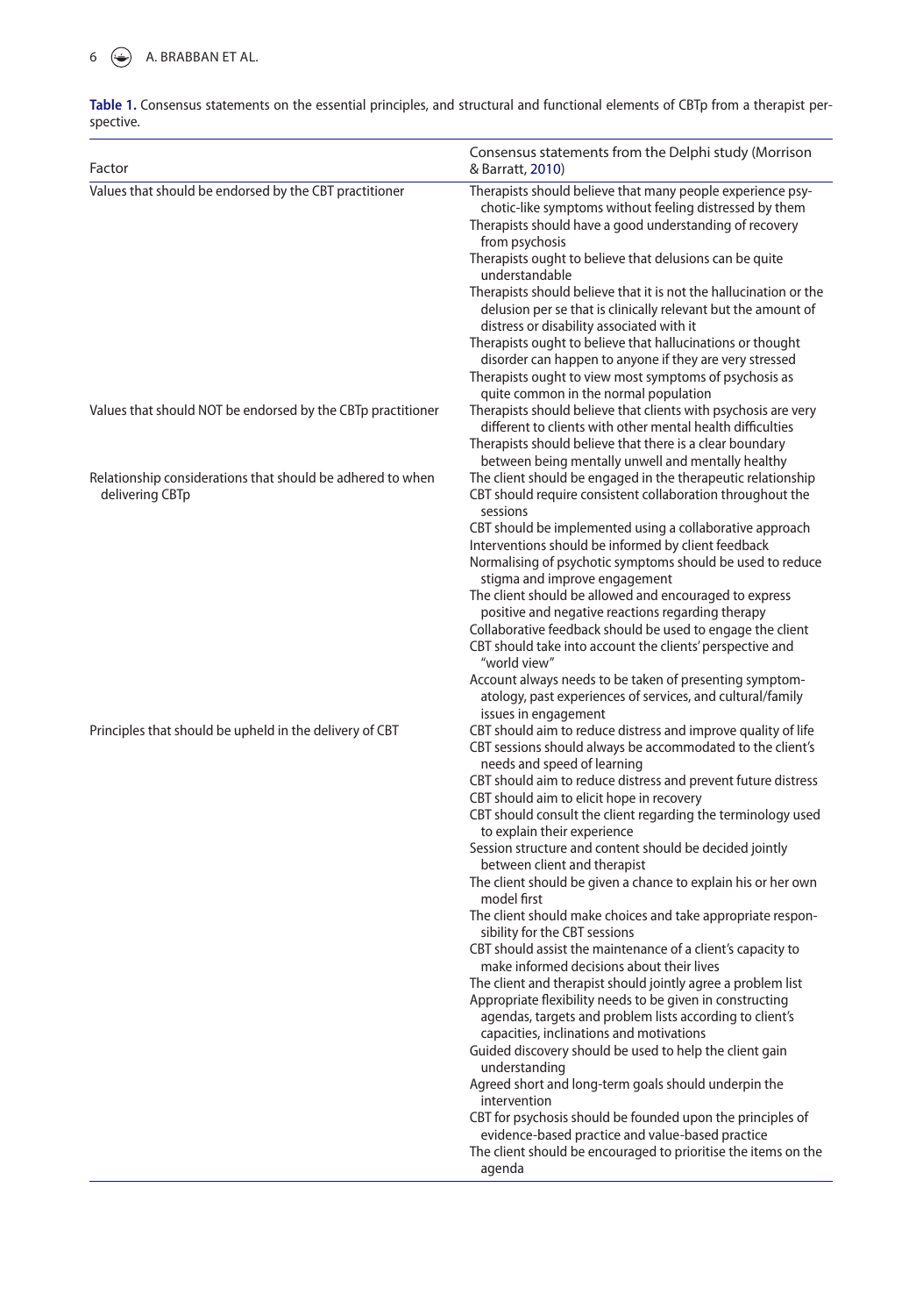**Table 1.** Consensus statements on the essential principles, and structural and functional elements of CBTp from a therapist perspective.

| Factor | Consensus statements from the Delphi study (Morrison & Barratt, 2010) |
|---|---|
| Values that should be endorsed by the CBT practitioner | Therapists should believe that many people experience psychotic-like symptoms without feeling distressed by them<br>Therapists should have a good understanding of recovery from psychosis<br>Therapists ought to believe that delusions can be quite understandable<br>Therapists should believe that it is not the hallucination or the delusion per se that is clinically relevant but the amount of distress or disability associated with it<br>Therapists ought to believe that hallucinations or thought disorder can happen to anyone if they are very stressed<br>Therapists ought to view most symptoms of psychosis as quite common in the normal population |
| Values that should NOT be endorsed by the CBTp practitioner | Therapists should believe that clients with psychosis are very different to clients with other mental health difficulties<br>Therapists should believe that there is a clear boundary between being mentally unwell and mentally healthy |
| Relationship considerations that should be adhered to when delivering CBTp | The client should be engaged in the therapeutic relationship<br>CBT should require consistent collaboration throughout the sessions<br>CBT should be implemented using a collaborative approach<br>Interventions should be informed by client feedback<br>Normalising of psychotic symptoms should be used to reduce stigma and improve engagement<br>The client should be allowed and encouraged to express positive and negative reactions regarding therapy<br>Collaborative feedback should be used to engage the client<br>CBT should take into account the clients' perspective and "world view"<br>Account always needs to be taken of presenting symptomatology, past experiences of services, and cultural/family issues in engagement |
| Principles that should be upheld in the delivery of CBT | CBT should aim to reduce distress and improve quality of life<br>CBT sessions should always be accommodated to the client's needs and speed of learning<br>CBT should aim to reduce distress and prevent future distress<br>CBT should aim to elicit hope in recovery<br>CBT should consult the client regarding the terminology used to explain their experience<br>Session structure and content should be decided jointly between client and therapist<br>The client should be given a chance to explain his or her own model first<br>The client should make choices and take appropriate responsibility for the CBT sessions<br>CBT should assist the maintenance of a client's capacity to make informed decisions about their lives<br>The client and therapist should jointly agree a problem list<br>Appropriate flexibility needs to be given in constructing agendas, targets and problem lists according to client's capacities, inclinations and motivations<br>Guided discovery should be used to help the client gain understanding<br>Agreed short and long-term goals should underpin the intervention<br>CBT for psychosis should be founded upon the principles of evidence-based practice and value-based practice<br>The client should be encouraged to prioritise the items on the agenda |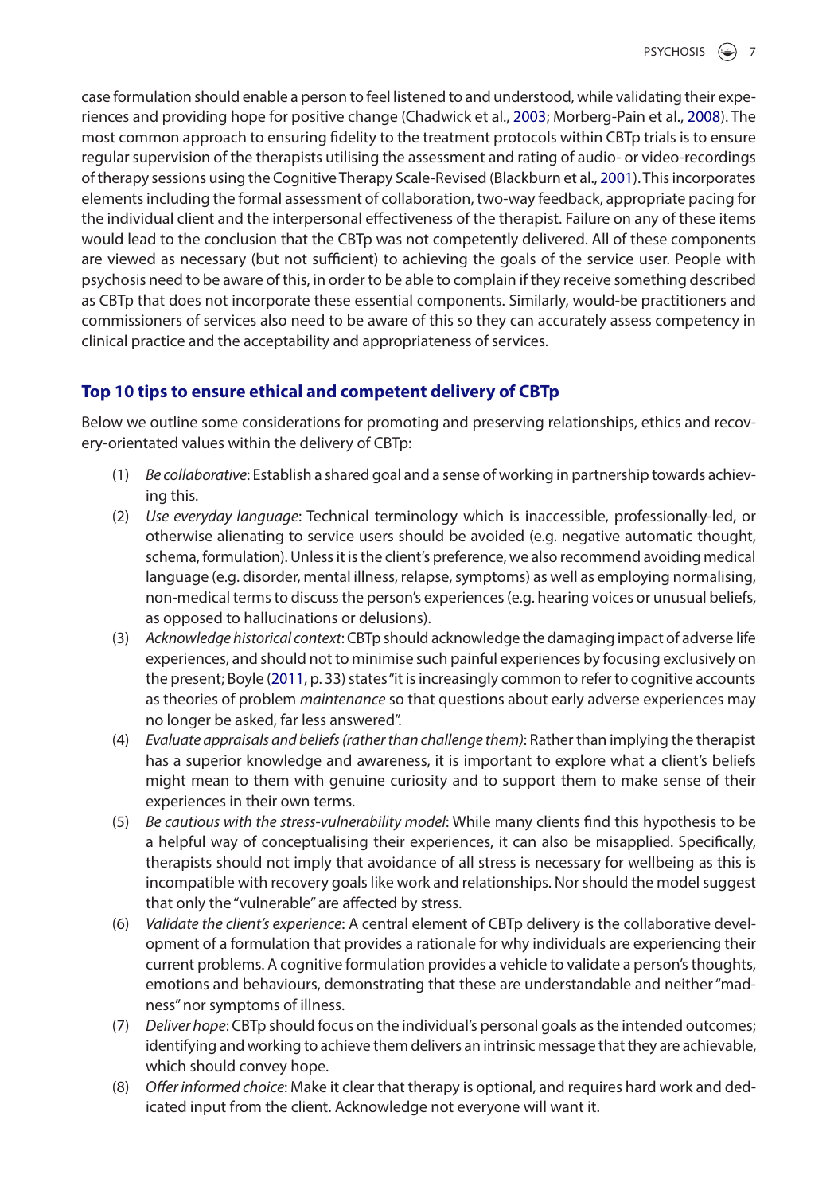case formulation should enable a person to feel listened to and understood, while validating their experiences and providing hope for positive change (Chadwick et al., 2003; Morberg-Pain et al., 2008). The most common approach to ensuring fidelity to the treatment protocols within CBTp trials is to ensure regular supervision of the therapists utilising the assessment and rating of audio- or video-recordings of therapy sessions using the Cognitive Therapy Scale-Revised (Blackburn et al., 2001). This incorporates elements including the formal assessment of collaboration, two-way feedback, appropriate pacing for the individual client and the interpersonal effectiveness of the therapist. Failure on any of these items would lead to the conclusion that the CBTp was not competently delivered. All of these components are viewed as necessary (but not sufficient) to achieving the goals of the service user. People with psychosis need to be aware of this, in order to be able to complain if they receive something described as CBTp that does not incorporate these essential components. Similarly, would-be practitioners and commissioners of services also need to be aware of this so they can accurately assess competency in clinical practice and the acceptability and appropriateness of services.

## Top 10 tips to ensure ethical and competent delivery of CBTp

Below we outline some considerations for promoting and preserving relationships, ethics and recovery-orientated values within the delivery of CBTp:

(1) *Be collaborative*: Establish a shared goal and a sense of working in partnership towards achieving this.

(2) *Use everyday language*: Technical terminology which is inaccessible, professionally-led, or otherwise alienating to service users should be avoided (e.g. negative automatic thought, schema, formulation). Unless it is the client's preference, we also recommend avoiding medical language (e.g. disorder, mental illness, relapse, symptoms) as well as employing normalising, non-medical terms to discuss the person's experiences (e.g. hearing voices or unusual beliefs, as opposed to hallucinations or delusions).

(3) *Acknowledge historical context*: CBTp should acknowledge the damaging impact of adverse life experiences, and should not to minimise such painful experiences by focusing exclusively on the present; Boyle (2011, p. 33) states "it is increasingly common to refer to cognitive accounts as theories of problem *maintenance* so that questions about early adverse experiences may no longer be asked, far less answered".

(4) *Evaluate appraisals and beliefs (rather than challenge them)*: Rather than implying the therapist has a superior knowledge and awareness, it is important to explore what a client's beliefs might mean to them with genuine curiosity and to support them to make sense of their experiences in their own terms.

(5) *Be cautious with the stress-vulnerability model*: While many clients find this hypothesis to be a helpful way of conceptualising their experiences, it can also be misapplied. Specifically, therapists should not imply that avoidance of all stress is necessary for wellbeing as this is incompatible with recovery goals like work and relationships. Nor should the model suggest that only the "vulnerable" are affected by stress.

(6) *Validate the client's experience*: A central element of CBTp delivery is the collaborative development of a formulation that provides a rationale for why individuals are experiencing their current problems. A cognitive formulation provides a vehicle to validate a person's thoughts, emotions and behaviours, demonstrating that these are understandable and neither "madness" nor symptoms of illness.

(7) *Deliver hope*: CBTp should focus on the individual's personal goals as the intended outcomes; identifying and working to achieve them delivers an intrinsic message that they are achievable, which should convey hope.

(8) *Offer informed choice*: Make it clear that therapy is optional, and requires hard work and dedicated input from the client. Acknowledge not everyone will want it.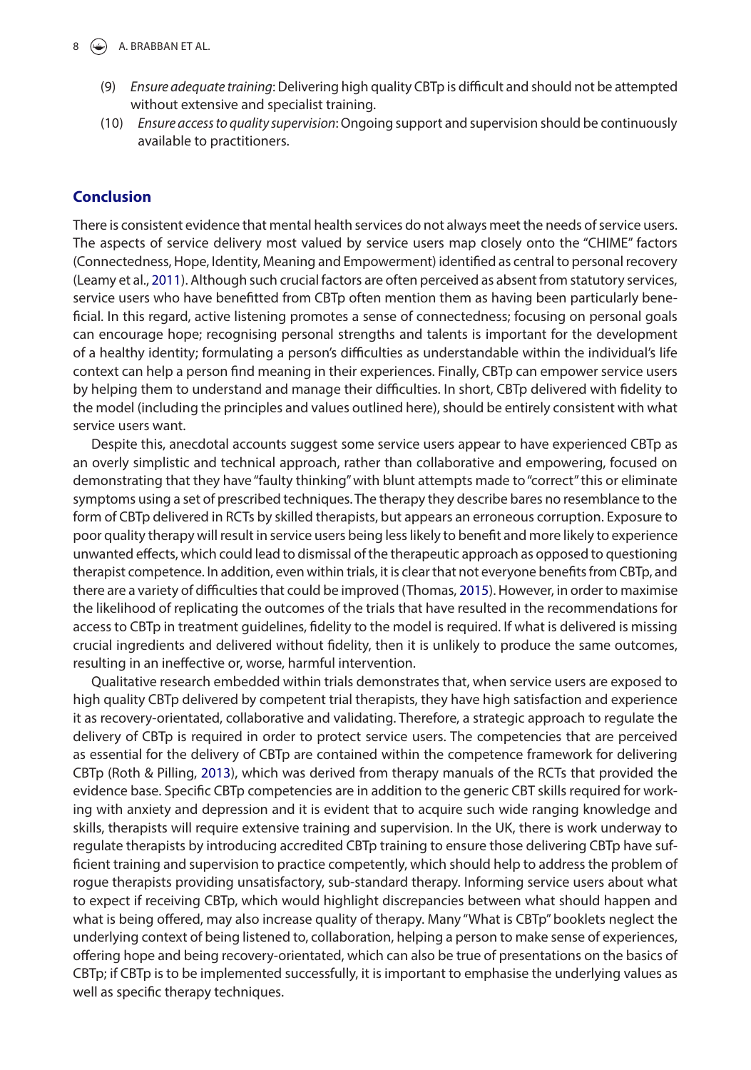(9) *Ensure adequate training*: Delivering high quality CBTp is difficult and should not be attempted without extensive and specialist training.

(10) *Ensure access to quality supervision*: Ongoing support and supervision should be continuously available to practitioners.

## Conclusion

There is consistent evidence that mental health services do not always meet the needs of service users. The aspects of service delivery most valued by service users map closely onto the "CHIME" factors (Connectedness, Hope, Identity, Meaning and Empowerment) identified as central to personal recovery (Leamy et al., 2011). Although such crucial factors are often perceived as absent from statutory services, service users who have benefitted from CBTp often mention them as having been particularly beneficial. In this regard, active listening promotes a sense of connectedness; focusing on personal goals can encourage hope; recognising personal strengths and talents is important for the development of a healthy identity; formulating a person's difficulties as understandable within the individual's life context can help a person find meaning in their experiences. Finally, CBTp can empower service users by helping them to understand and manage their difficulties. In short, CBTp delivered with fidelity to the model (including the principles and values outlined here), should be entirely consistent with what service users want.

Despite this, anecdotal accounts suggest some service users appear to have experienced CBTp as an overly simplistic and technical approach, rather than collaborative and empowering, focused on demonstrating that they have "faulty thinking" with blunt attempts made to "correct" this or eliminate symptoms using a set of prescribed techniques. The therapy they describe bares no resemblance to the form of CBTp delivered in RCTs by skilled therapists, but appears an erroneous corruption. Exposure to poor quality therapy will result in service users being less likely to benefit and more likely to experience unwanted effects, which could lead to dismissal of the therapeutic approach as opposed to questioning therapist competence. In addition, even within trials, it is clear that not everyone benefits from CBTp, and there are a variety of difficulties that could be improved (Thomas, 2015). However, in order to maximise the likelihood of replicating the outcomes of the trials that have resulted in the recommendations for access to CBTp in treatment guidelines, fidelity to the model is required. If what is delivered is missing crucial ingredients and delivered without fidelity, then it is unlikely to produce the same outcomes, resulting in an ineffective or, worse, harmful intervention.

Qualitative research embedded within trials demonstrates that, when service users are exposed to high quality CBTp delivered by competent trial therapists, they have high satisfaction and experience it as recovery-orientated, collaborative and validating. Therefore, a strategic approach to regulate the delivery of CBTp is required in order to protect service users. The competencies that are perceived as essential for the delivery of CBTp are contained within the competence framework for delivering CBTp (Roth & Pilling, 2013), which was derived from therapy manuals of the RCTs that provided the evidence base. Specific CBTp competencies are in addition to the generic CBT skills required for working with anxiety and depression and it is evident that to acquire such wide ranging knowledge and skills, therapists will require extensive training and supervision. In the UK, there is work underway to regulate therapists by introducing accredited CBTp training to ensure those delivering CBTp have sufficient training and supervision to practice competently, which should help to address the problem of rogue therapists providing unsatisfactory, sub-standard therapy. Informing service users about what to expect if receiving CBTp, which would highlight discrepancies between what should happen and what is being offered, may also increase quality of therapy. Many "What is CBTp" booklets neglect the underlying context of being listened to, collaboration, helping a person to make sense of experiences, offering hope and being recovery-orientated, which can also be true of presentations on the basics of CBTp; if CBTp is to be implemented successfully, it is important to emphasise the underlying values as well as specific therapy techniques.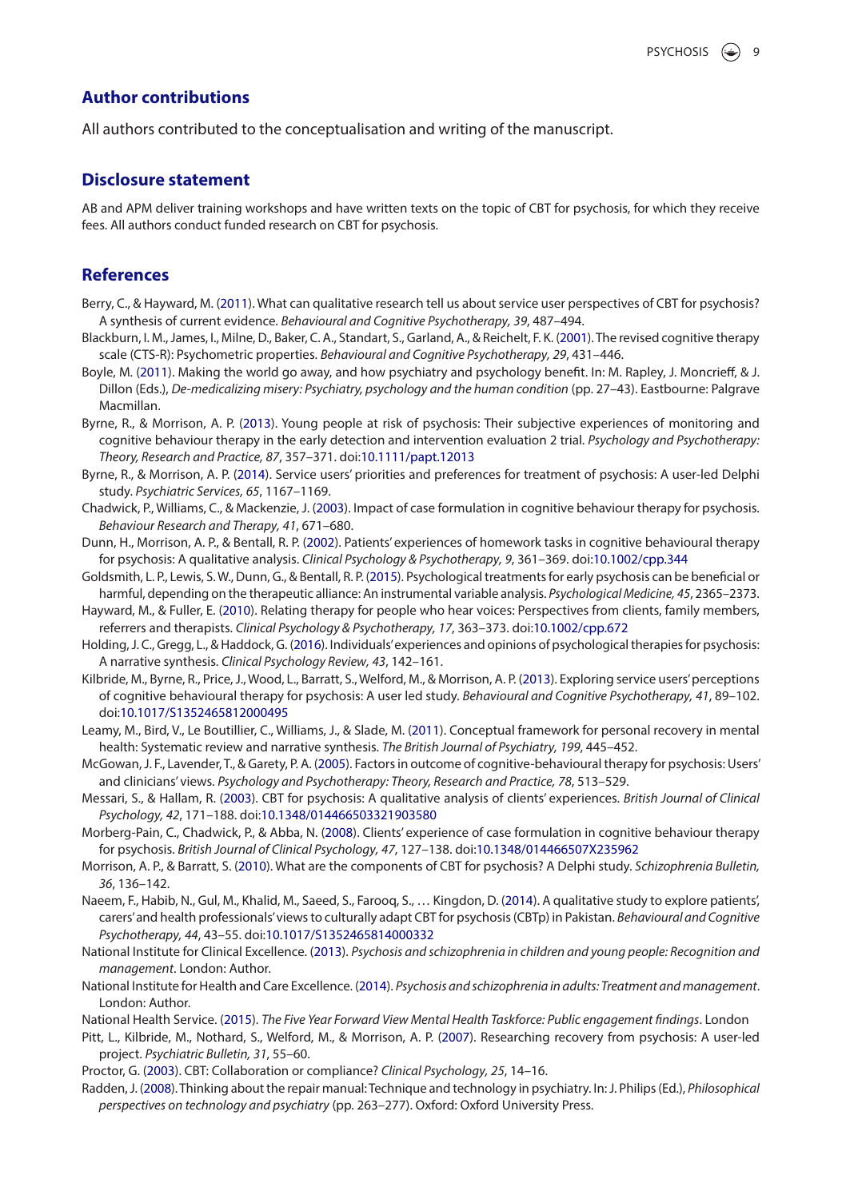## Author contributions

All authors contributed to the conceptualisation and writing of the manuscript.

## Disclosure statement

AB and APM deliver training workshops and have written texts on the topic of CBT for psychosis, for which they receive fees. All authors conduct funded research on CBT for psychosis.

## References

Berry, C., & Hayward, M. (2011). What can qualitative research tell us about service user perspectives of CBT for psychosis? A synthesis of current evidence. *Behavioural and Cognitive Psychotherapy, 39*, 487–494.

Blackburn, I. M., James, I., Milne, D., Baker, C. A., Standart, S., Garland, A., & Reichelt, F. K. (2001). The revised cognitive therapy scale (CTS-R): Psychometric properties. *Behavioural and Cognitive Psychotherapy, 29*, 431–446.

Boyle, M. (2011). Making the world go away, and how psychiatry and psychology benefit. In: M. Rapley, J. Moncrieff, & J. Dillon (Eds.), *De-medicalizing misery: Psychiatry, psychology and the human condition* (pp. 27–43). Eastbourne: Palgrave Macmillan.

Byrne, R., & Morrison, A. P. (2013). Young people at risk of psychosis: Their subjective experiences of monitoring and cognitive behaviour therapy in the early detection and intervention evaluation 2 trial. *Psychology and Psychotherapy: Theory, Research and Practice, 87*, 357–371. doi:10.1111/papt.12013

Byrne, R., & Morrison, A. P. (2014). Service users' priorities and preferences for treatment of psychosis: A user-led Delphi study. *Psychiatric Services, 65*, 1167–1169.

Chadwick, P., Williams, C., & Mackenzie, J. (2003). Impact of case formulation in cognitive behaviour therapy for psychosis. *Behaviour Research and Therapy, 41*, 671–680.

Dunn, H., Morrison, A. P., & Bentall, R. P. (2002). Patients' experiences of homework tasks in cognitive behavioural therapy for psychosis: A qualitative analysis. *Clinical Psychology & Psychotherapy, 9*, 361–369. doi:10.1002/cpp.344

Goldsmith, L. P., Lewis, S. W., Dunn, G., & Bentall, R. P. (2015). Psychological treatments for early psychosis can be beneficial or harmful, depending on the therapeutic alliance: An instrumental variable analysis. *Psychological Medicine, 45*, 2365–2373.

Hayward, M., & Fuller, E. (2010). Relating therapy for people who hear voices: Perspectives from clients, family members, referrers and therapists. *Clinical Psychology & Psychotherapy, 17*, 363–373. doi:10.1002/cpp.672

Holding, J. C., Gregg, L., & Haddock, G. (2016). Individuals' experiences and opinions of psychological therapies for psychosis: A narrative synthesis. *Clinical Psychology Review, 43*, 142–161.

Kilbride, M., Byrne, R., Price, J., Wood, L., Barratt, S., Welford, M., & Morrison, A. P. (2013). Exploring service users' perceptions of cognitive behavioural therapy for psychosis: A user led study. *Behavioural and Cognitive Psychotherapy, 41*, 89–102. doi:10.1017/S1352465812000495

Leamy, M., Bird, V., Le Boutillier, C., Williams, J., & Slade, M. (2011). Conceptual framework for personal recovery in mental health: Systematic review and narrative synthesis. *The British Journal of Psychiatry, 199*, 445–452.

McGowan, J. F., Lavender, T., & Garety, P. A. (2005). Factors in outcome of cognitive-behavioural therapy for psychosis: Users' and clinicians' views. *Psychology and Psychotherapy: Theory, Research and Practice, 78*, 513–529.

Messari, S., & Hallam, R. (2003). CBT for psychosis: A qualitative analysis of clients' experiences. *British Journal of Clinical Psychology, 42*, 171–188. doi:10.1348/014466503321903580

Morberg-Pain, C., Chadwick, P., & Abba, N. (2008). Clients' experience of case formulation in cognitive behaviour therapy for psychosis. *British Journal of Clinical Psychology, 47*, 127–138. doi:10.1348/014466507X235962

Morrison, A. P., & Barratt, S. (2010). What are the components of CBT for psychosis? A Delphi study. *Schizophrenia Bulletin, 36*, 136–142.

Naeem, F., Habib, N., Gul, M., Khalid, M., Saeed, S., Farooq, S., … Kingdon, D. (2014). A qualitative study to explore patients', carers' and health professionals' views to culturally adapt CBT for psychosis (CBTp) in Pakistan. *Behavioural and Cognitive Psychotherapy, 44*, 43–55. doi:10.1017/S1352465814000332

National Institute for Clinical Excellence. (2013). *Psychosis and schizophrenia in children and young people: Recognition and management*. London: Author.

National Institute for Health and Care Excellence. (2014). *Psychosis and schizophrenia in adults: Treatment and management*. London: Author.

National Health Service. (2015). *The Five Year Forward View Mental Health Taskforce: Public engagement findings*. London

Pitt, L., Kilbride, M., Nothard, S., Welford, M., & Morrison, A. P. (2007). Researching recovery from psychosis: A user-led project. *Psychiatric Bulletin, 31*, 55–60.

Proctor, G. (2003). CBT: Collaboration or compliance? *Clinical Psychology, 25*, 14–16.

Radden, J. (2008). Thinking about the repair manual: Technique and technology in psychiatry. In: J. Philips (Ed.), *Philosophical perspectives on technology and psychiatry* (pp. 263–277). Oxford: Oxford University Press.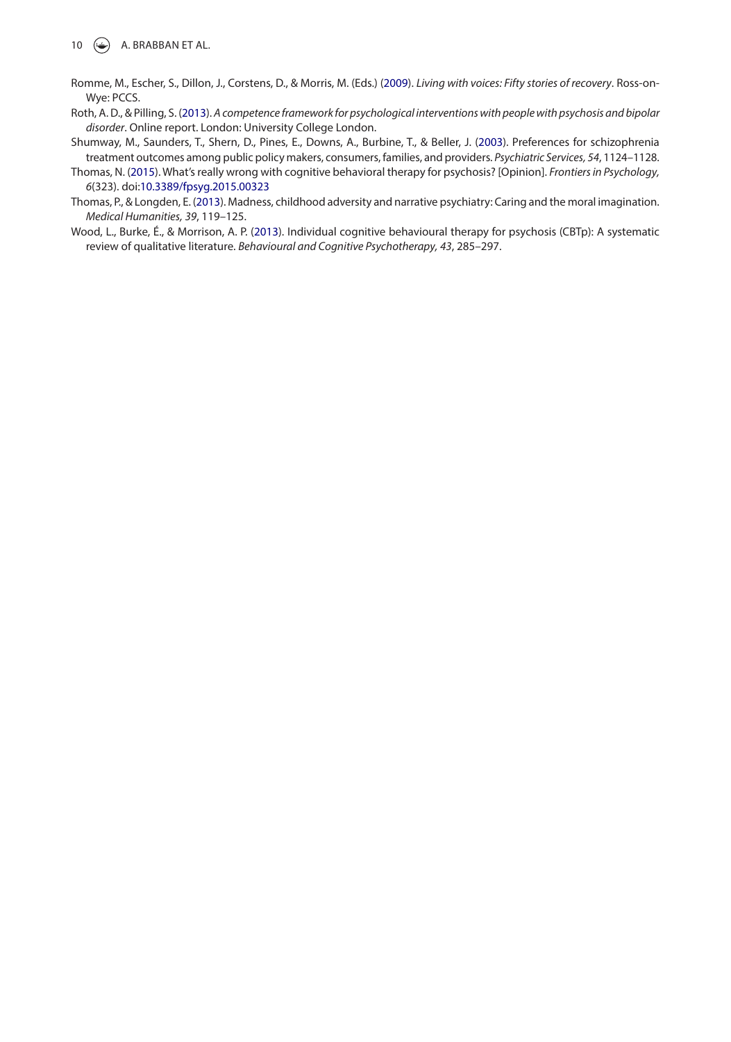Romme, M., Escher, S., Dillon, J., Corstens, D., & Morris, M. (Eds.) (2009). *Living with voices: Fifty stories of recovery*. Ross-on-Wye: PCCS.

Roth, A. D., & Pilling, S. (2013). *A competence framework for psychological interventions with people with psychosis and bipolar disorder*. Online report. London: University College London.

Shumway, M., Saunders, T., Shern, D., Pines, E., Downs, A., Burbine, T., & Beller, J. (2003). Preferences for schizophrenia treatment outcomes among public policy makers, consumers, families, and providers. *Psychiatric Services, 54*, 1124–1128.

Thomas, N. (2015). What's really wrong with cognitive behavioral therapy for psychosis? [Opinion]. *Frontiers in Psychology, 6*(323). doi:10.3389/fpsyg.2015.00323

Thomas, P., & Longden, E. (2013). Madness, childhood adversity and narrative psychiatry: Caring and the moral imagination. *Medical Humanities, 39*, 119–125.

Wood, L., Burke, É., & Morrison, A. P. (2013). Individual cognitive behavioural therapy for psychosis (CBTp): A systematic review of qualitative literature. *Behavioural and Cognitive Psychotherapy, 43*, 285–297.